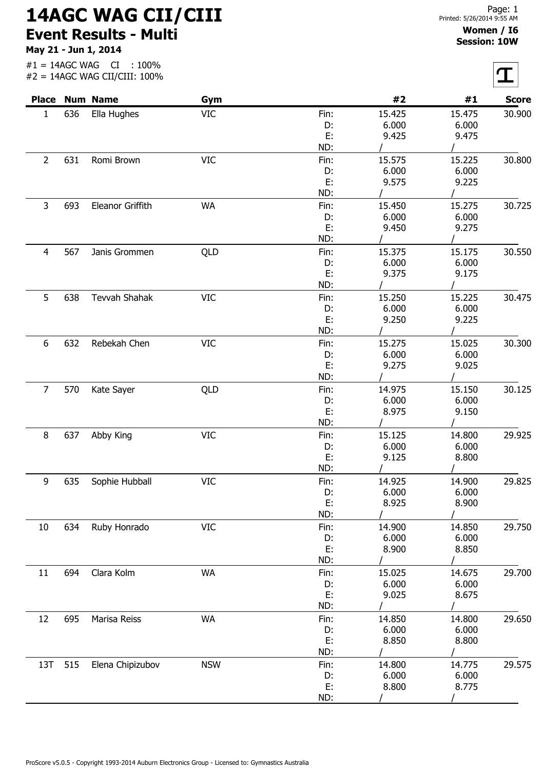# 14AGC WAG CII/CIII

## Event Results - Multi

**May 21 - Jun 1, 2014**

#1 = 14AGC WAG CI : 100%
#2 = 14AGC WAG CII/CIII: 100%

Printed: 5/26/2014 9:55 AM

**Women / I6**
**Session: 10W**

| Place | Num | Name | Gym | | #2 | #1 | Score |
|---|---|---|---|---|---|---|---|
| 1 | 636 | Ella Hughes | VIC | Fin: | 15.425 | 15.475 | 30.900 |
| | | | | D: | 6.000 | 6.000 | |
| | | | | E: | 9.425 | 9.475 | |
| | | | | ND: | / | / | |
| 2 | 631 | Romi Brown | VIC | Fin: | 15.575 | 15.225 | 30.800 |
| | | | | D: | 6.000 | 6.000 | |
| | | | | E: | 9.575 | 9.225 | |
| | | | | ND: | / | / | |
| 3 | 693 | Eleanor Griffith | WA | Fin: | 15.450 | 15.275 | 30.725 |
| | | | | D: | 6.000 | 6.000 | |
| | | | | E: | 9.450 | 9.275 | |
| | | | | ND: | / | / | |
| 4 | 567 | Janis Grommen | QLD | Fin: | 15.375 | 15.175 | 30.550 |
| | | | | D: | 6.000 | 6.000 | |
| | | | | E: | 9.375 | 9.175 | |
| | | | | ND: | / | / | |
| 5 | 638 | Tevvah Shahak | VIC | Fin: | 15.250 | 15.225 | 30.475 |
| | | | | D: | 6.000 | 6.000 | |
| | | | | E: | 9.250 | 9.225 | |
| | | | | ND: | / | / | |
| 6 | 632 | Rebekah Chen | VIC | Fin: | 15.275 | 15.025 | 30.300 |
| | | | | D: | 6.000 | 6.000 | |
| | | | | E: | 9.275 | 9.025 | |
| | | | | ND: | / | / | |
| 7 | 570 | Kate Sayer | QLD | Fin: | 14.975 | 15.150 | 30.125 |
| | | | | D: | 6.000 | 6.000 | |
| | | | | E: | 8.975 | 9.150 | |
| | | | | ND: | / | / | |
| 8 | 637 | Abby King | VIC | Fin: | 15.125 | 14.800 | 29.925 |
| | | | | D: | 6.000 | 6.000 | |
| | | | | E: | 9.125 | 8.800 | |
| | | | | ND: | / | / | |
| 9 | 635 | Sophie Hubball | VIC | Fin: | 14.925 | 14.900 | 29.825 |
| | | | | D: | 6.000 | 6.000 | |
| | | | | E: | 8.925 | 8.900 | |
| | | | | ND: | / | / | |
| 10 | 634 | Ruby Honrado | VIC | Fin: | 14.900 | 14.850 | 29.750 |
| | | | | D: | 6.000 | 6.000 | |
| | | | | E: | 8.900 | 8.850 | |
| | | | | ND: | / | / | |
| 11 | 694 | Clara Kolm | WA | Fin: | 15.025 | 14.675 | 29.700 |
| | | | | D: | 6.000 | 6.000 | |
| | | | | E: | 9.025 | 8.675 | |
| | | | | ND: | / | / | |
| 12 | 695 | Marisa Reiss | WA | Fin: | 14.850 | 14.800 | 29.650 |
| | | | | D: | 6.000 | 6.000 | |
| | | | | E: | 8.850 | 8.800 | |
| | | | | ND: | / | / | |
| 13T | 515 | Elena Chipizubov | NSW | Fin: | 14.800 | 14.775 | 29.575 |
| | | | | D: | 6.000 | 6.000 | |
| | | | | E: | 8.800 | 8.775 | |
| | | | | ND: | / | / | |

ProScore v5.0.5 - Copyright 1993-2014 Auburn Electronics Group - Licensed to: Gymnastics Australia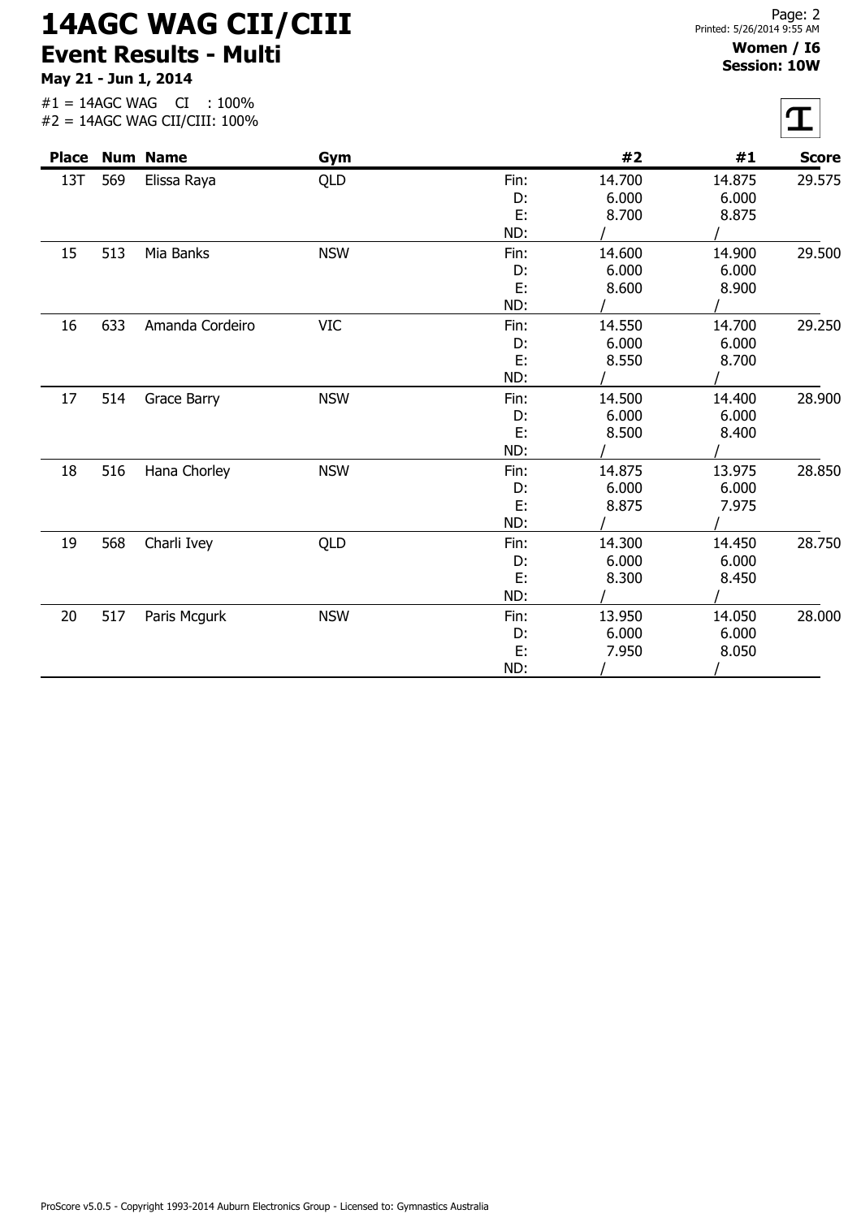# 14AGC WAG CII/CIII

## Event Results - Multi

**May 21 - Jun 1, 2014**

#1 = 14AGC WAG CI : 100%
#2 = 14AGC WAG CII/CIII: 100%

**Women / I6**
**Session: 10W**

| Place | Num | Name | Gym | | #2 | #1 | Score |
|---|---|---|---|---|---|---|---|
| 13T | 569 | Elissa Raya | QLD | Fin: | 14.700 | 14.875 | 29.575 |
| | | | | D: | 6.000 | 6.000 | |
| | | | | E: | 8.700 | 8.875 | |
| | | | | ND: | / | / | |
| 15 | 513 | Mia Banks | NSW | Fin: | 14.600 | 14.900 | 29.500 |
| | | | | D: | 6.000 | 6.000 | |
| | | | | E: | 8.600 | 8.900 | |
| | | | | ND: | / | / | |
| 16 | 633 | Amanda Cordeiro | VIC | Fin: | 14.550 | 14.700 | 29.250 |
| | | | | D: | 6.000 | 6.000 | |
| | | | | E: | 8.550 | 8.700 | |
| | | | | ND: | / | / | |
| 17 | 514 | Grace Barry | NSW | Fin: | 14.500 | 14.400 | 28.900 |
| | | | | D: | 6.000 | 6.000 | |
| | | | | E: | 8.500 | 8.400 | |
| | | | | ND: | / | / | |
| 18 | 516 | Hana Chorley | NSW | Fin: | 14.875 | 13.975 | 28.850 |
| | | | | D: | 6.000 | 6.000 | |
| | | | | E: | 8.875 | 7.975 | |
| | | | | ND: | / | / | |
| 19 | 568 | Charli Ivey | QLD | Fin: | 14.300 | 14.450 | 28.750 |
| | | | | D: | 6.000 | 6.000 | |
| | | | | E: | 8.300 | 8.450 | |
| | | | | ND: | / | / | |
| 20 | 517 | Paris Mcgurk | NSW | Fin: | 13.950 | 14.050 | 28.000 |
| | | | | D: | 6.000 | 6.000 | |
| | | | | E: | 7.950 | 8.050 | |
| | | | | ND: | / | / | |

ProScore v5.0.5 - Copyright 1993-2014 Auburn Electronics Group - Licensed to: Gymnastics Australia